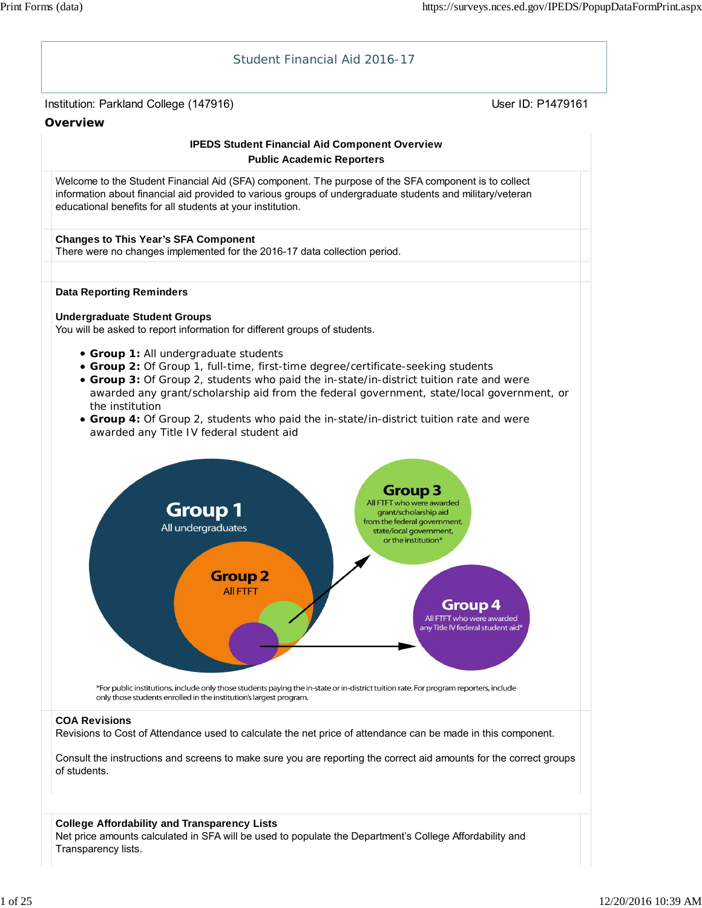# Student Financial Aid 2016-17

Institution: Parkland College (147916)

User ID: P1479161

## Overview

**IPEDS Student Financial Aid Component Overview**
**Public Academic Reporters**

Welcome to the Student Financial Aid (SFA) component. The purpose of the SFA component is to collect information about financial aid provided to various groups of undergraduate students and military/veteran educational benefits for all students at your institution.

**Changes to This Year's SFA Component**
There were no changes implemented for the 2016-17 data collection period.

**Data Reporting Reminders**

**Undergraduate Student Groups**
You will be asked to report information for different groups of students.

- **Group 1:** All undergraduate students
- **Group 2:** Of Group 1, full-time, first-time degree/certificate-seeking students
- **Group 3:** Of Group 2, students who paid the in-state/in-district tuition rate and were awarded any grant/scholarship aid from the federal government, state/local government, or the institution
- **Group 4:** Of Group 2, students who paid the in-state/in-district tuition rate and were awarded any Title IV federal student aid

Group 1
All undergraduates

Group 2
All FTFT

Group 3
All FTFT who were awarded grant/scholarship aid from the federal government, state/local government, or the institution*

Group 4
All FTFT who were awarded any Title IV federal student aid*

*For public institutions, include only those students paying the in-state or in-district tuition rate. For program reporters, include only those students enrolled in the institution's largest program.

**COA Revisions**
Revisions to Cost of Attendance used to calculate the net price of attendance can be made in this component.

Consult the instructions and screens to make sure you are reporting the correct aid amounts for the correct groups of students.

**College Affordability and Transparency Lists**
Net price amounts calculated in SFA will be used to populate the Department's College Affordability and Transparency lists.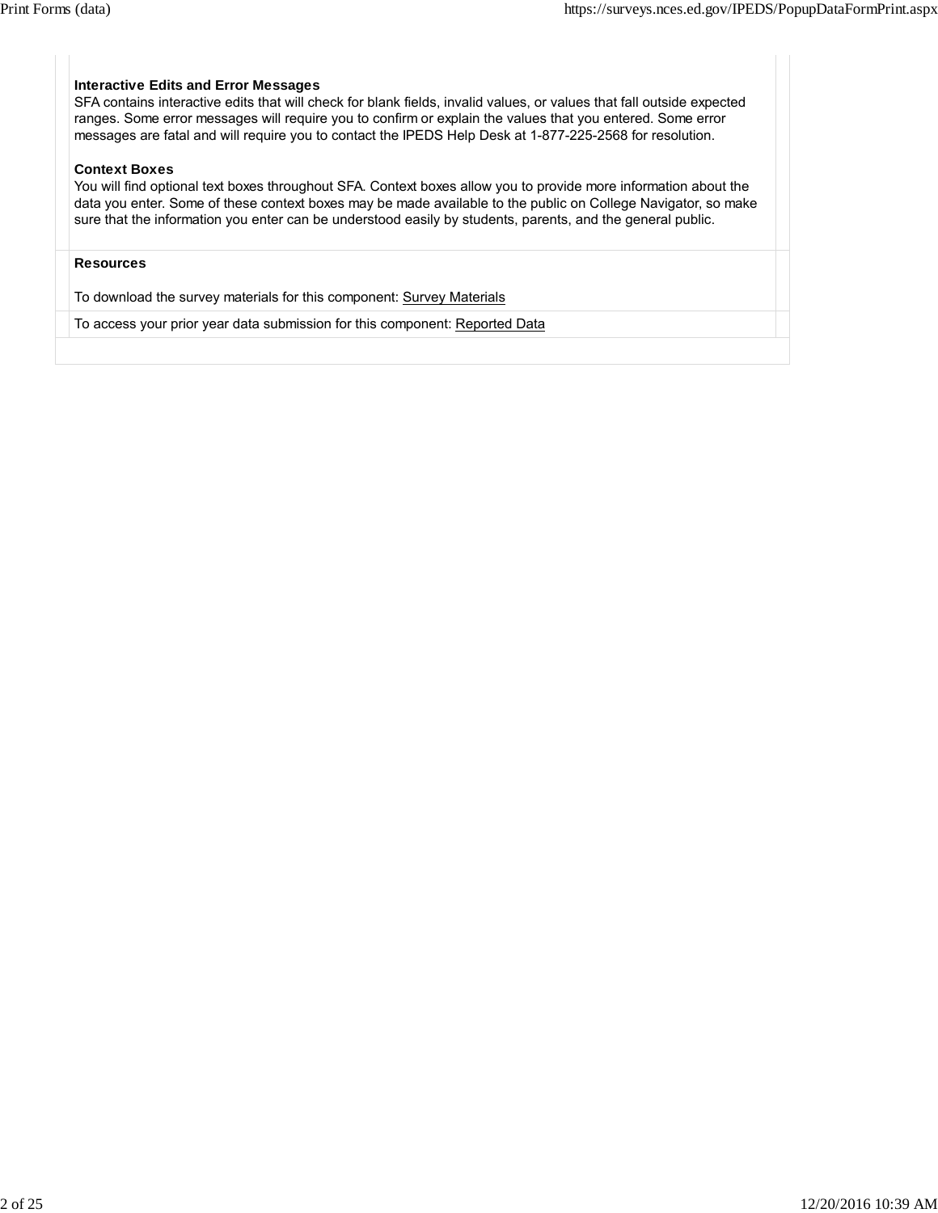**Interactive Edits and Error Messages**
SFA contains interactive edits that will check for blank fields, invalid values, or values that fall outside expected ranges. Some error messages will require you to confirm or explain the values that you entered. Some error messages are fatal and will require you to contact the IPEDS Help Desk at 1-877-225-2568 for resolution.

**Context Boxes**
You will find optional text boxes throughout SFA. Context boxes allow you to provide more information about the data you enter. Some of these context boxes may be made available to the public on College Navigator, so make sure that the information you enter can be understood easily by students, parents, and the general public.

**Resources**

To download the survey materials for this component: Survey Materials

To access your prior year data submission for this component: Reported Data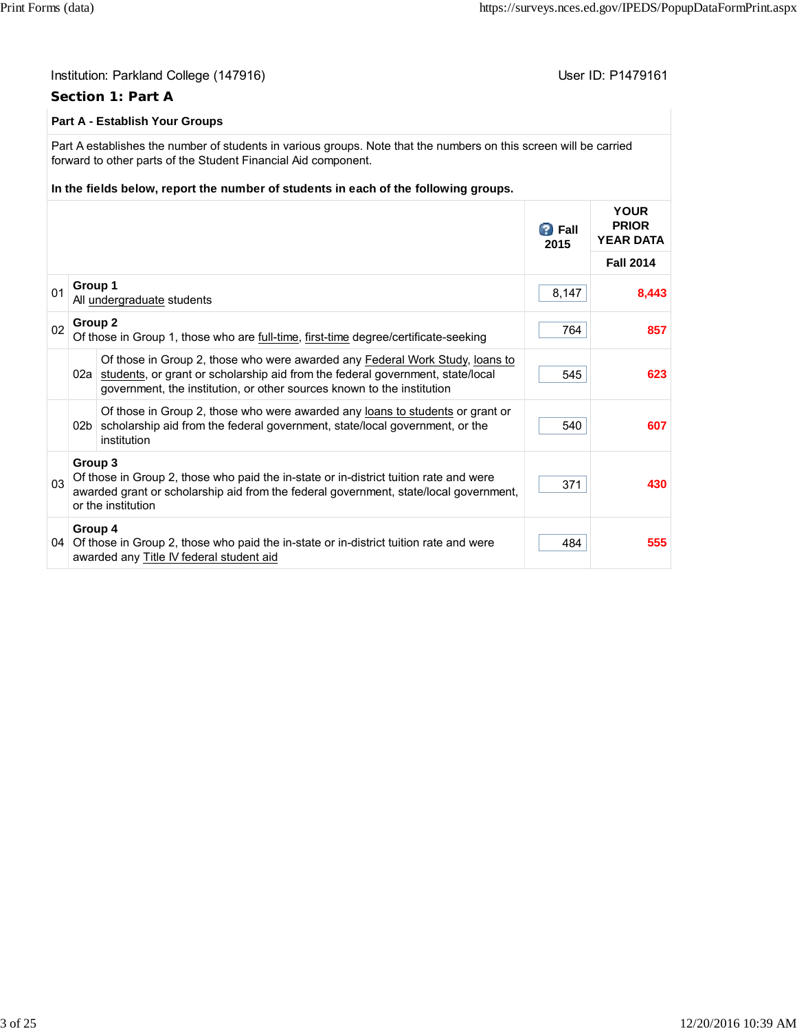Institution: Parkland College (147916)

User ID: P1479161

## Section 1: Part A

**Part A - Establish Your Groups**

Part A establishes the number of students in various groups. Note that the numbers on this screen will be carried forward to other parts of the Student Financial Aid component.

**In the fields below, report the number of students in each of the following groups.**

| | | | Fall 2015 | YOUR PRIOR YEAR DATA Fall 2014 |
|---|---|---|---|---|
| 01 | **Group 1** All undergraduate students | | 8,147 | 8,443 |
| 02 | **Group 2** Of those in Group 1, those who are full-time, first-time degree/certificate-seeking | | 764 | 857 |
| | 02a | Of those in Group 2, those who were awarded any Federal Work Study, loans to students, or grant or scholarship aid from the federal government, state/local government, the institution, or other sources known to the institution | 545 | 623 |
| | 02b | Of those in Group 2, those who were awarded any loans to students or grant or scholarship aid from the federal government, state/local government, or the institution | 540 | 607 |
| 03 | **Group 3** Of those in Group 2, those who paid the in-state or in-district tuition rate and were awarded grant or scholarship aid from the federal government, state/local government, or the institution | | 371 | 430 |
| 04 | **Group 4** Of those in Group 2, those who paid the in-state or in-district tuition rate and were awarded any Title IV federal student aid | | 484 | 555 |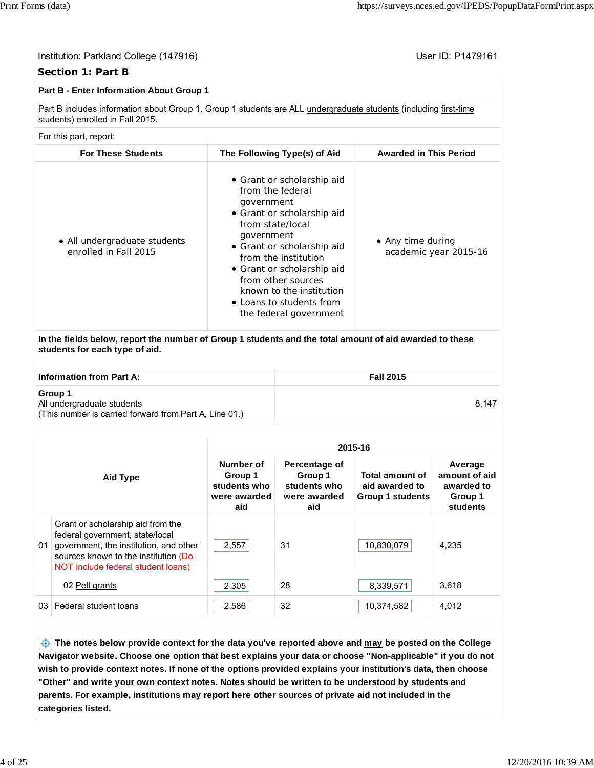Institution: Parkland College (147916)

User ID: P1479161

## Section 1: Part B

**Part B - Enter Information About Group 1**

Part B includes information about Group 1. Group 1 students are ALL undergraduate students (including first-time students) enrolled in Fall 2015.

For this part, report:

| For These Students | The Following Type(s) of Aid | Awarded in This Period |
|---|---|---|
| • All undergraduate students enrolled in Fall 2015 | • Grant or scholarship aid from the federal government<br>• Grant or scholarship aid from state/local government<br>• Grant or scholarship aid from the institution<br>• Grant or scholarship aid from other sources known to the institution<br>• Loans to students from the federal government | • Any time during academic year 2015-16 |

**In the fields below, report the number of Group 1 students and the total amount of aid awarded to these students for each type of aid.**

| Information from Part A: | Fall 2015 |
|---|---|
| **Group 1**<br>All undergraduate students<br>(This number is carried forward from Part A, Line 01.) | 8,147 |

| | Aid Type | 2015-16 | | | |
|---|---|---|---|---|---|
| | | Number of Group 1 students who were awarded aid | Percentage of Group 1 students who were awarded aid | Total amount of aid awarded to Group 1 students | Average amount of aid awarded to Group 1 students |
| 01 | Grant or scholarship aid from the federal government, state/local government, the institution, and other sources known to the institution (Do NOT include federal student loans) | 2,557 | 31 | 10,830,079 | 4,235 |
| | 02 Pell grants | 2,305 | 28 | 8,339,571 | 3,618 |
| 03 | Federal student loans | 2,586 | 32 | 10,374,582 | 4,012 |

**The notes below provide context for the data you've reported above and may be posted on the College Navigator website. Choose one option that best explains your data or choose "Non-applicable" if you do not wish to provide context notes. If none of the options provided explains your institution's data, then choose "Other" and write your own context notes. Notes should be written to be understood by students and parents. For example, institutions may report here other sources of private aid not included in the categories listed.**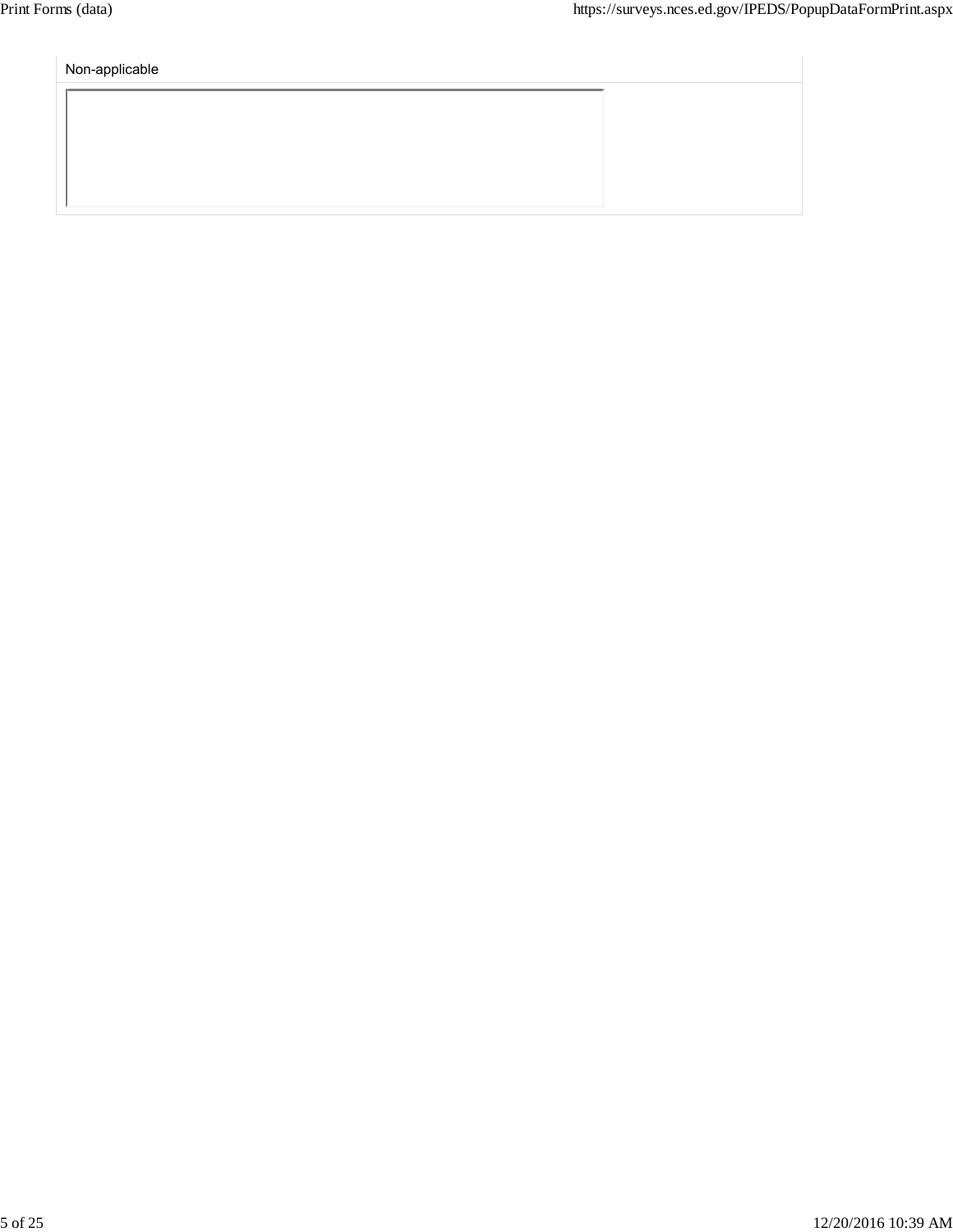Non-applicable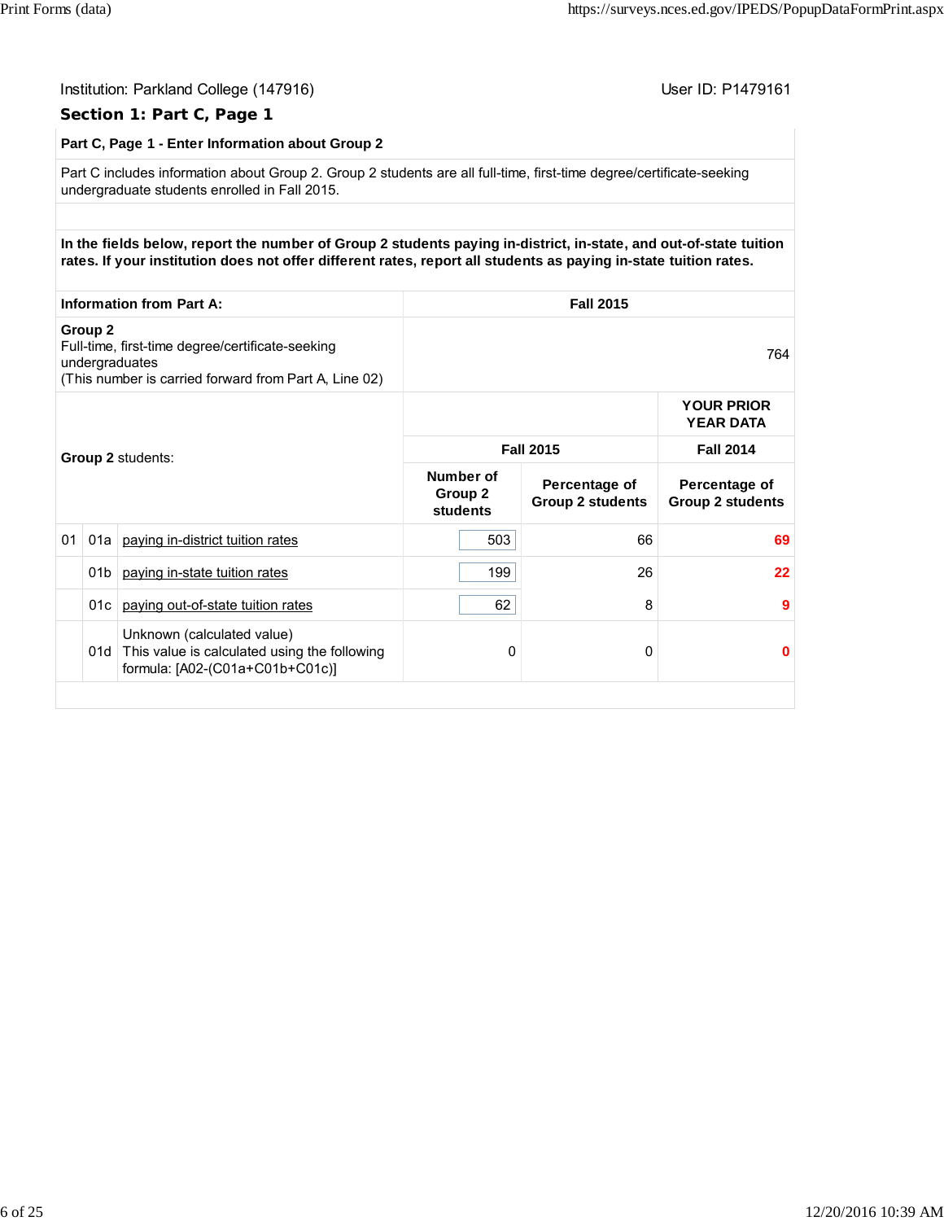Institution: Parkland College (147916) User ID: P1479161

## Section 1: Part C, Page 1

**Part C, Page 1 - Enter Information about Group 2**

Part C includes information about Group 2. Group 2 students are all full-time, first-time degree/certificate-seeking undergraduate students enrolled in Fall 2015.

**In the fields below, report the number of Group 2 students paying in-district, in-state, and out-of-state tuition rates. If your institution does not offer different rates, report all students as paying in-state tuition rates.**

| Information from Part A: | Fall 2015 |
|---|---|
| **Group 2**<br>Full-time, first-time degree/certificate-seeking undergraduates<br>(This number is carried forward from Part A, Line 02) | 764 |

| | | Group 2 students: | Fall 2015<br>Number of Group 2 students | Fall 2015<br>Percentage of Group 2 students | YOUR PRIOR YEAR DATA<br>Fall 2014<br>Percentage of Group 2 students |
|---|---|---|---|---|---|
| 01 | 01a | paying in-district tuition rates | 503 | 66 | 69 |
| | 01b | paying in-state tuition rates | 199 | 26 | 22 |
| | 01c | paying out-of-state tuition rates | 62 | 8 | 9 |
| | 01d | Unknown (calculated value)<br>This value is calculated using the following formula: [A02-(C01a+C01b+C01c)] | 0 | 0 | 0 |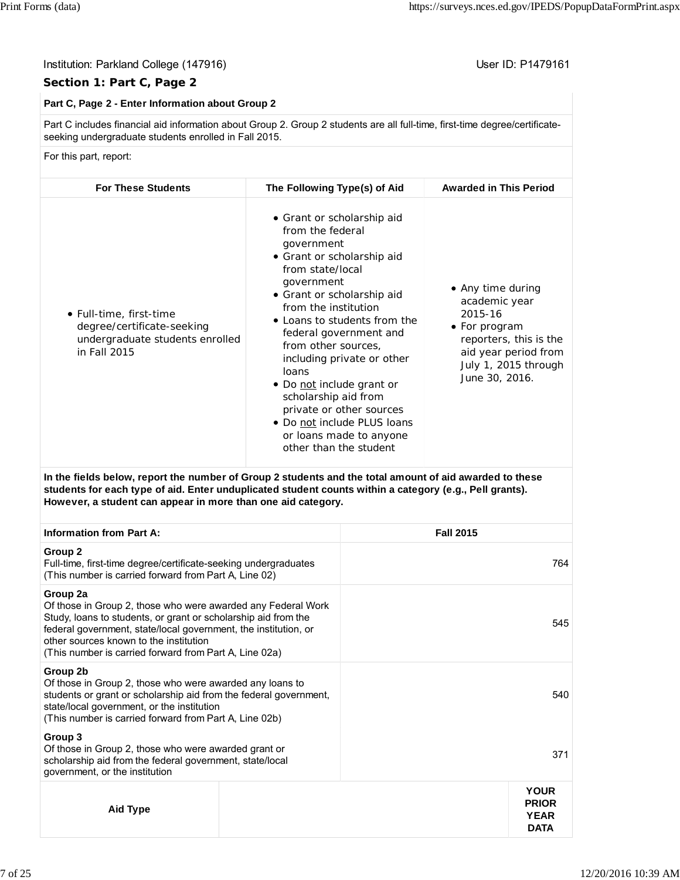Institution: Parkland College (147916)

User ID: P1479161

## Section 1: Part C, Page 2

**Part C, Page 2 - Enter Information about Group 2**

Part C includes financial aid information about Group 2. Group 2 students are all full-time, first-time degree/certificate-seeking undergraduate students enrolled in Fall 2015.

For this part, report:

| For These Students | The Following Type(s) of Aid | Awarded in This Period |
|---|---|---|
| • Full-time, first-time degree/certificate-seeking undergraduate students enrolled in Fall 2015 | • Grant or scholarship aid from the federal government<br>• Grant or scholarship aid from state/local government<br>• Grant or scholarship aid from the institution<br>• Loans to students from the federal government and from other sources, including private or other loans<br>• Do not include grant or scholarship aid from private or other sources<br>• Do not include PLUS loans or loans made to anyone other than the student | • Any time during academic year 2015-16<br>• For program reporters, this is the aid year period from July 1, 2015 through June 30, 2016. |

**In the fields below, report the number of Group 2 students and the total amount of aid awarded to these students for each type of aid. Enter unduplicated student counts within a category (e.g., Pell grants). However, a student can appear in more than one aid category.**

| Information from Part A: | Fall 2015 |
|---|---|
| **Group 2**<br>Full-time, first-time degree/certificate-seeking undergraduates<br>(This number is carried forward from Part A, Line 02) | 764 |
| **Group 2a**<br>Of those in Group 2, those who were awarded any Federal Work Study, loans to students, or grant or scholarship aid from the federal government, state/local government, the institution, or other sources known to the institution<br>(This number is carried forward from Part A, Line 02a) | 545 |
| **Group 2b**<br>Of those in Group 2, those who were awarded any loans to students or grant or scholarship aid from the federal government, state/local government, or the institution<br>(This number is carried forward from Part A, Line 02b) | 540 |
| **Group 3**<br>Of those in Group 2, those who were awarded grant or scholarship aid from the federal government, state/local government, or the institution | 371 |

| Aid Type | | YOUR PRIOR YEAR DATA |
|---|---|---|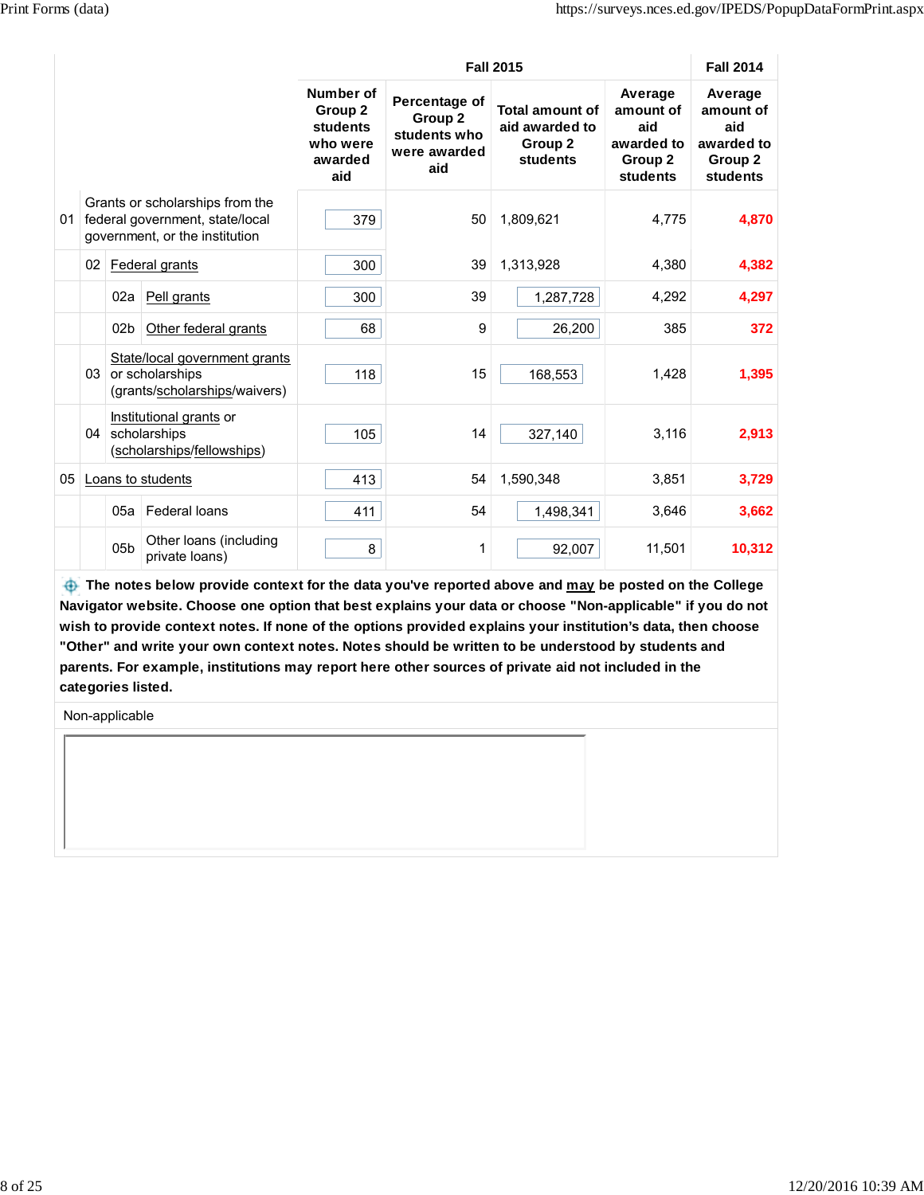| | | Fall 2015 | | | | Fall 2014 |
|---|---|---|---|---|---|---|
| | | Number of Group 2 students who were awarded aid | Percentage of Group 2 students who were awarded aid | Total amount of aid awarded to Group 2 students | Average amount of aid awarded to Group 2 students | Average amount of aid awarded to Group 2 students |
| 01 | Grants or scholarships from the federal government, state/local government, or the institution | 379 | 50 | 1,809,621 | 4,775 | **4,870** |
| 02 | Federal grants | 300 | 39 | 1,313,928 | 4,380 | **4,382** |
| 02a | Pell grants | 300 | 39 | 1,287,728 | 4,292 | **4,297** |
| 02b | Other federal grants | 68 | 9 | 26,200 | 385 | **372** |
| 03 | State/local government grants or scholarships (grants/scholarships/waivers) | 118 | 15 | 168,553 | 1,428 | **1,395** |
| 04 | Institutional grants or scholarships (scholarships/fellowships) | 105 | 14 | 327,140 | 3,116 | **2,913** |
| 05 | Loans to students | 413 | 54 | 1,590,348 | 3,851 | **3,729** |
| 05a | Federal loans | 411 | 54 | 1,498,341 | 3,646 | **3,662** |
| 05b | Other loans (including private loans) | 8 | 1 | 92,007 | 11,501 | **10,312** |

**The notes below provide context for the data you've reported above and may be posted on the College Navigator website. Choose one option that best explains your data or choose "Non-applicable" if you do not wish to provide context notes. If none of the options provided explains your institution's data, then choose "Other" and write your own context notes. Notes should be written to be understood by students and parents. For example, institutions may report here other sources of private aid not included in the categories listed.**

Non-applicable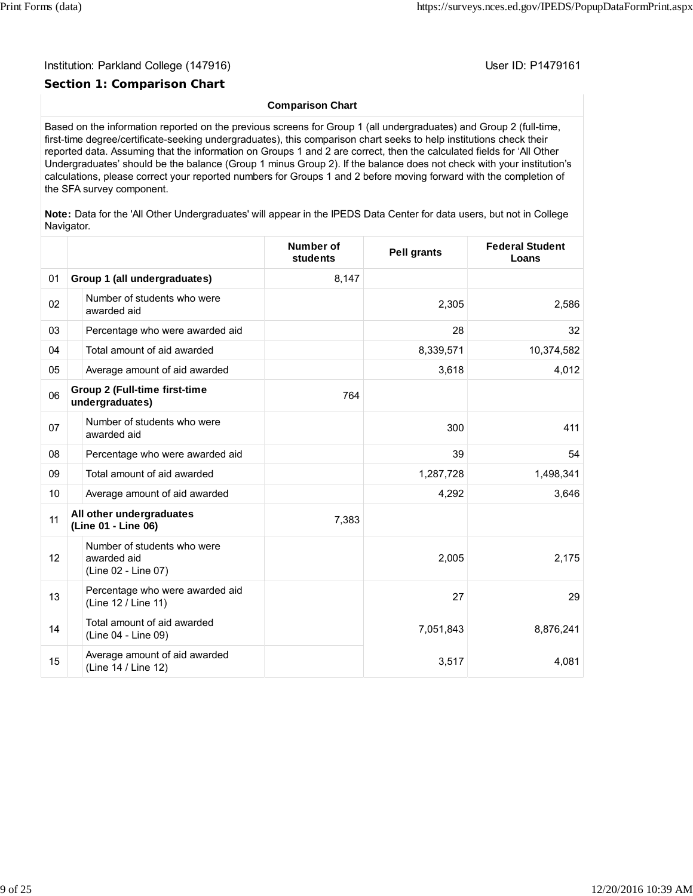Institution: Parkland College (147916)

User ID: P1479161

## Section 1: Comparison Chart

**Comparison Chart**

Based on the information reported on the previous screens for Group 1 (all undergraduates) and Group 2 (full-time, first-time degree/certificate-seeking undergraduates), this comparison chart seeks to help institutions check their reported data. Assuming that the information on Groups 1 and 2 are correct, then the calculated fields for 'All Other Undergraduates' should be the balance (Group 1 minus Group 2). If the balance does not check with your institution's calculations, please correct your reported numbers for Groups 1 and 2 before moving forward with the completion of the SFA survey component.

**Note:** Data for the 'All Other Undergraduates' will appear in the IPEDS Data Center for data users, but not in College Navigator.

| | | | Number of students | Pell grants | Federal Student Loans |
|---|---|---|---|---|---|
| 01 | **Group 1 (all undergraduates)** | | 8,147 | | |
| 02 | | Number of students who were awarded aid | | 2,305 | 2,586 |
| 03 | | Percentage who were awarded aid | | 28 | 32 |
| 04 | | Total amount of aid awarded | | 8,339,571 | 10,374,582 |
| 05 | | Average amount of aid awarded | | 3,618 | 4,012 |
| 06 | **Group 2 (Full-time first-time undergraduates)** | | 764 | | |
| 07 | | Number of students who were awarded aid | | 300 | 411 |
| 08 | | Percentage who were awarded aid | | 39 | 54 |
| 09 | | Total amount of aid awarded | | 1,287,728 | 1,498,341 |
| 10 | | Average amount of aid awarded | | 4,292 | 3,646 |
| 11 | **All other undergraduates (Line 01 - Line 06)** | | 7,383 | | |
| 12 | | Number of students who were awarded aid (Line 02 - Line 07) | | 2,005 | 2,175 |
| 13 | | Percentage who were awarded aid (Line 12 / Line 11) | | 27 | 29 |
| 14 | | Total amount of aid awarded (Line 04 - Line 09) | | 7,051,843 | 8,876,241 |
| 15 | | Average amount of aid awarded (Line 14 / Line 12) | | 3,517 | 4,081 |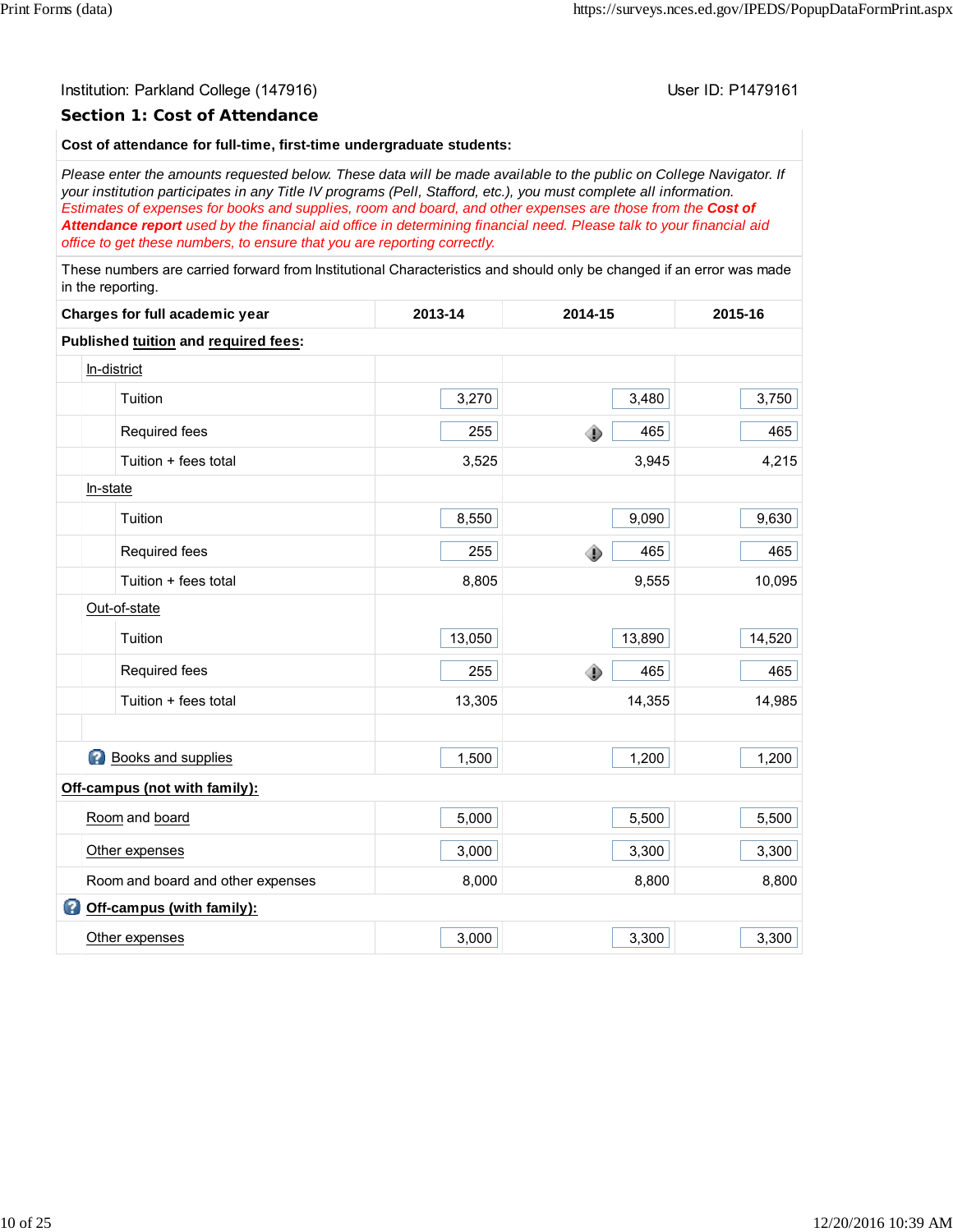Institution: Parkland College (147916)

User ID: P1479161

## Section 1: Cost of Attendance

**Cost of attendance for full-time, first-time undergraduate students:**

*Please enter the amounts requested below. These data will be made available to the public on College Navigator. If your institution participates in any Title IV programs (Pell, Stafford, etc.), you must complete all information.*
*Estimates of expenses for books and supplies, room and board, and other expenses are those from the **Cost of Attendance report** used by the financial aid office in determining financial need. Please talk to your financial aid office to get these numbers, to ensure that you are reporting correctly.*

These numbers are carried forward from Institutional Characteristics and should only be changed if an error was made in the reporting.

| Charges for full academic year | 2013-14 | 2014-15 | 2015-16 |
|---|---|---|---|
| **Published tuition and required fees:** | | | |
| In-district | | | |
| Tuition | 3,270 | 3,480 | 3,750 |
| Required fees | 255 | 465 | 465 |
| Tuition + fees total | 3,525 | 3,945 | 4,215 |
| In-state | | | |
| Tuition | 8,550 | 9,090 | 9,630 |
| Required fees | 255 | 465 | 465 |
| Tuition + fees total | 8,805 | 9,555 | 10,095 |
| Out-of-state | | | |
| Tuition | 13,050 | 13,890 | 14,520 |
| Required fees | 255 | 465 | 465 |
| Tuition + fees total | 13,305 | 14,355 | 14,985 |
| | | | |
| Books and supplies | 1,500 | 1,200 | 1,200 |
| **Off-campus (not with family):** | | | |
| Room and board | 5,000 | 5,500 | 5,500 |
| Other expenses | 3,000 | 3,300 | 3,300 |
| Room and board and other expenses | 8,000 | 8,800 | 8,800 |
| **Off-campus (with family):** | | | |
| Other expenses | 3,000 | 3,300 | 3,300 |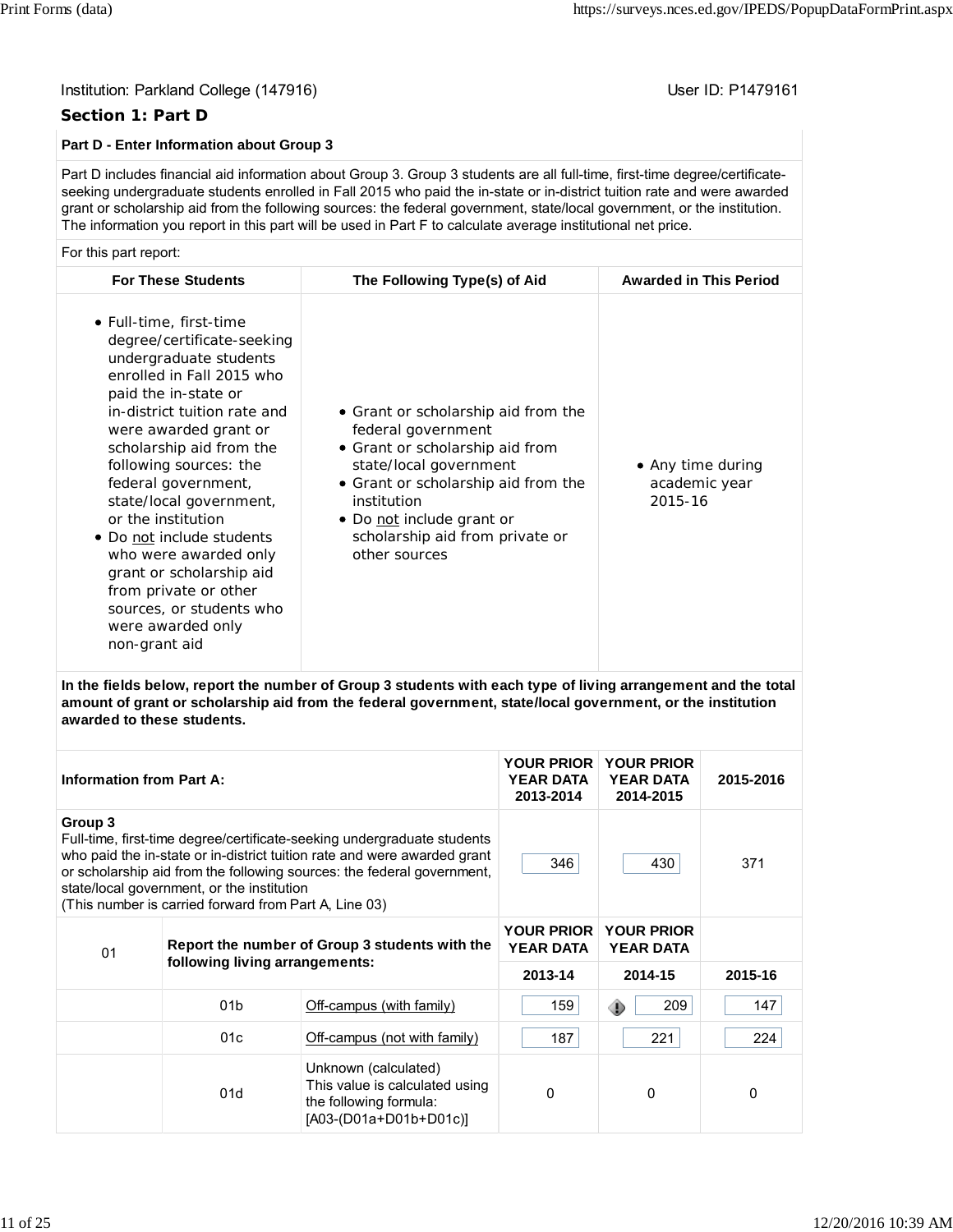Institution: Parkland College (147916)

User ID: P1479161

## Section 1: Part D

**Part D - Enter Information about Group 3**

Part D includes financial aid information about Group 3. Group 3 students are all full-time, first-time degree/certificate-seeking undergraduate students enrolled in Fall 2015 who paid the in-state or in-district tuition rate and were awarded grant or scholarship aid from the following sources: the federal government, state/local government, or the institution. The information you report in this part will be used in Part F to calculate average institutional net price.

For this part report:

| For These Students | The Following Type(s) of Aid | Awarded in This Period |
|---|---|---|
| • Full-time, first-time degree/certificate-seeking undergraduate students enrolled in Fall 2015 who paid the in-state or in-district tuition rate and were awarded grant or scholarship aid from the following sources: the federal government, state/local government, or the institution<br>• Do not include students who were awarded only grant or scholarship aid from private or other sources, or students who were awarded only non-grant aid | • Grant or scholarship aid from the federal government<br>• Grant or scholarship aid from state/local government<br>• Grant or scholarship aid from the institution<br>• Do not include grant or scholarship aid from private or other sources | • Any time during academic year 2015-16 |

**In the fields below, report the number of Group 3 students with each type of living arrangement and the total amount of grant or scholarship aid from the federal government, state/local government, or the institution awarded to these students.**

| Information from Part A: | | | YOUR PRIOR YEAR DATA 2013-2014 | YOUR PRIOR YEAR DATA 2014-2015 | 2015-2016 |
|---|---|---|---|---|---|
| **Group 3**<br>Full-time, first-time degree/certificate-seeking undergraduate students who paid the in-state or in-district tuition rate and were awarded grant or scholarship aid from the following sources: the federal government, state/local government, or the institution<br>(This number is carried forward from Part A, Line 03) | | | 346 | 430 | 371 |
| 01 | **Report the number of Group 3 students with the following living arrangements:** | | YOUR PRIOR YEAR DATA 2013-14 | YOUR PRIOR YEAR DATA 2014-15 | 2015-16 |
| | 01b | Off-campus (with family) | 159 | 209 | 147 |
| | 01c | Off-campus (not with family) | 187 | 221 | 224 |
| | 01d | Unknown (calculated)<br>This value is calculated using the following formula:<br>[A03-(D01a+D01b+D01c)] | 0 | 0 | 0 |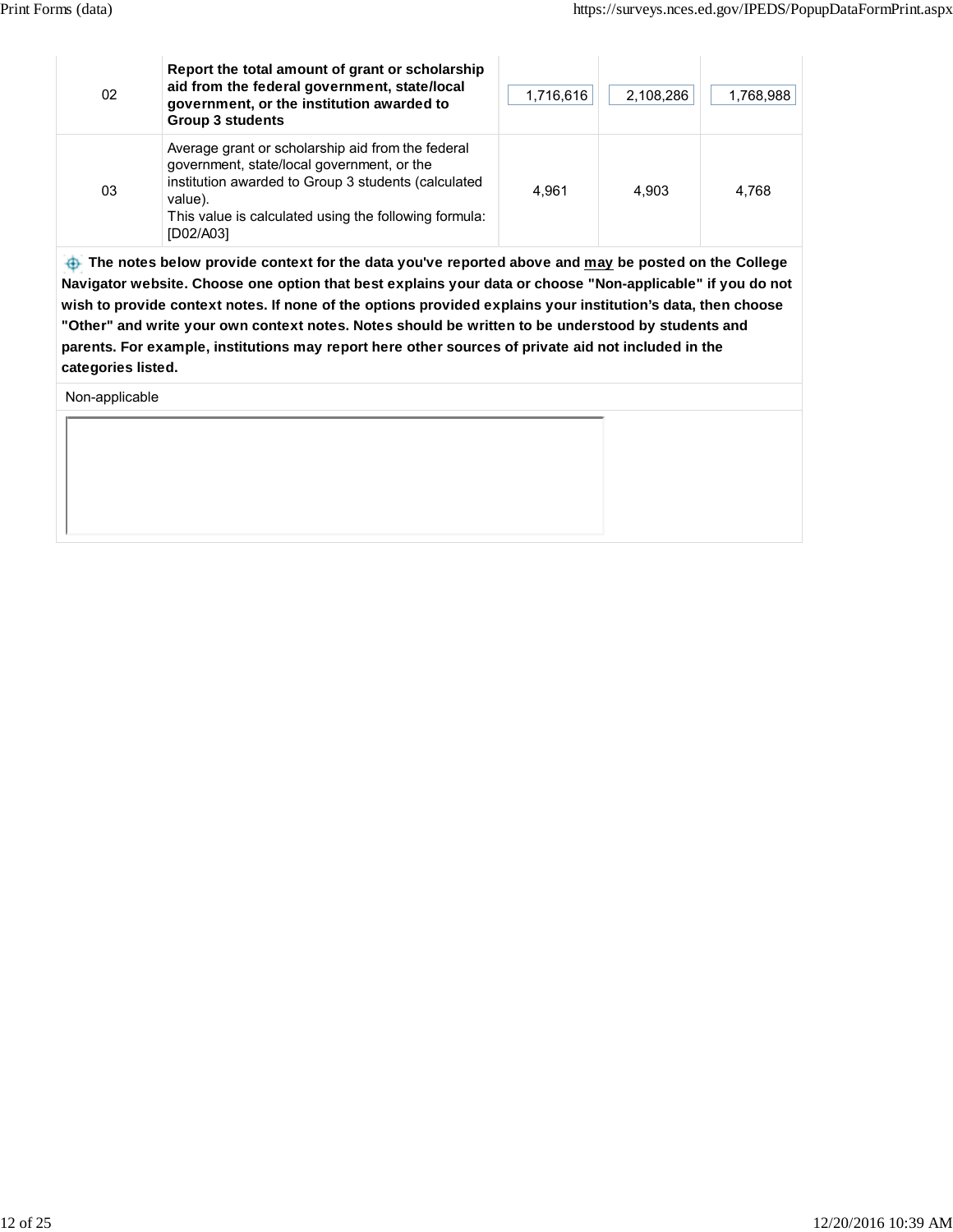| | | | | |
|---|---|---|---|---|
| 02 | **Report the total amount of grant or scholarship aid from the federal government, state/local government, or the institution awarded to Group 3 students** | 1,716,616 | 2,108,286 | 1,768,988 |
| 03 | Average grant or scholarship aid from the federal government, state/local government, or the institution awarded to Group 3 students (calculated value).<br>This value is calculated using the following formula: [D02/A03] | 4,961 | 4,903 | 4,768 |

**The notes below provide context for the data you've reported above and may be posted on the College Navigator website. Choose one option that best explains your data or choose "Non-applicable" if you do not wish to provide context notes. If none of the options provided explains your institution's data, then choose "Other" and write your own context notes. Notes should be written to be understood by students and parents. For example, institutions may report here other sources of private aid not included in the categories listed.**

Non-applicable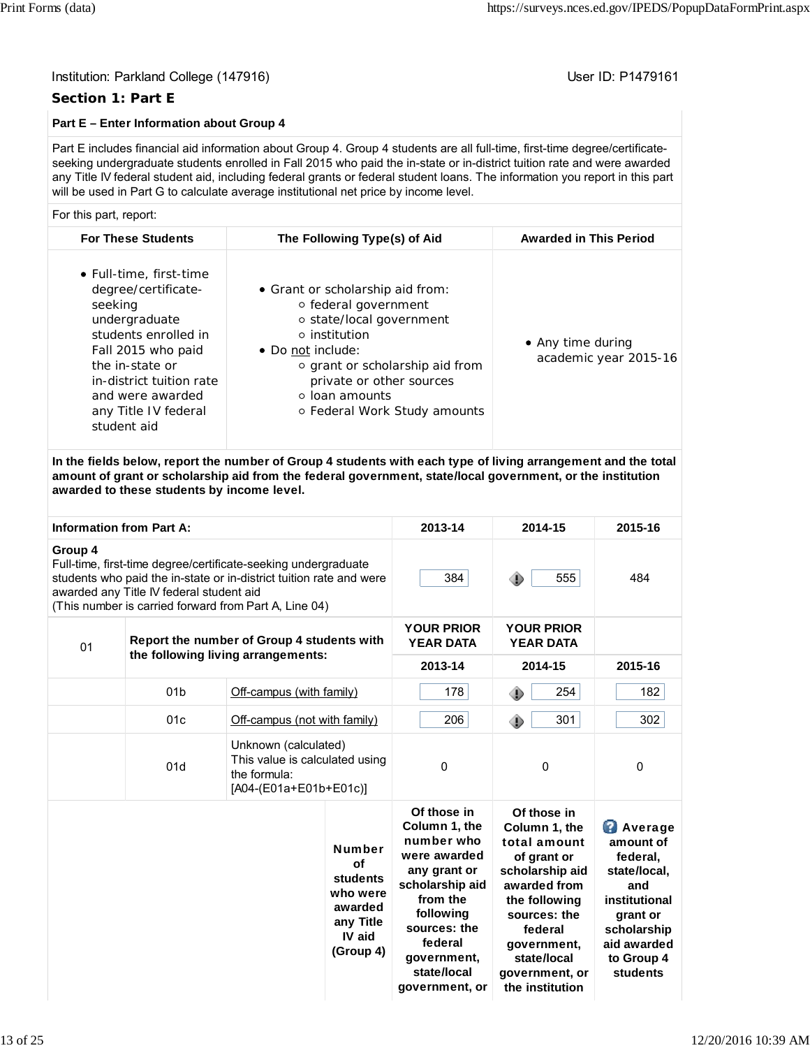Institution: Parkland College (147916)

User ID: P1479161

## Section 1: Part E

**Part E – Enter Information about Group 4**

Part E includes financial aid information about Group 4. Group 4 students are all full-time, first-time degree/certificate-seeking undergraduate students enrolled in Fall 2015 who paid the in-state or in-district tuition rate and were awarded any Title IV federal student aid, including federal grants or federal student loans. The information you report in this part will be used in Part G to calculate average institutional net price by income level.

For this part, report:

| For These Students | The Following Type(s) of Aid | Awarded in This Period |
|---|---|---|
| • Full-time, first-time degree/certificate-seeking undergraduate students enrolled in Fall 2015 who paid the in-state or in-district tuition rate and were awarded any Title IV federal student aid | • Grant or scholarship aid from: ◦ federal government ◦ state/local government ◦ institution • Do not include: ◦ grant or scholarship aid from private or other sources ◦ loan amounts ◦ Federal Work Study amounts | • Any time during academic year 2015-16 |

**In the fields below, report the number of Group 4 students with each type of living arrangement and the total amount of grant or scholarship aid from the federal government, state/local government, or the institution awarded to these students by income level.**

| Information from Part A: | | | 2013-14 | 2014-15 | 2015-16 |
|---|---|---|---|---|---|
| **Group 4** Full-time, first-time degree/certificate-seeking undergraduate students who paid the in-state or in-district tuition rate and were awarded any Title IV federal student aid (This number is carried forward from Part A, Line 04) | | | 384 | 555 | 484 |
| 01 | **Report the number of Group 4 students with the following living arrangements:** | | **YOUR PRIOR YEAR DATA 2013-14** | **YOUR PRIOR YEAR DATA 2014-15** | **2015-16** |
| | 01b | Off-campus (with family) | 178 | 254 | 182 |
| | 01c | Off-campus (not with family) | 206 | 301 | 302 |
| | 01d | Unknown (calculated) This value is calculated using the formula: [A04-(E01a+E01b+E01c)] | 0 | 0 | 0 |

| | Number of students who were awarded any Title IV aid (Group 4) | Of those in Column 1, the number who were awarded any grant or scholarship aid from the following sources: the federal government, state/local government, or | Of those in Column 1, the total amount of grant or scholarship aid awarded from the following sources: the federal government, state/local government, or the institution | Average amount of federal, state/local, and institutional grant or scholarship aid awarded to Group 4 students |
|---|---|---|---|---|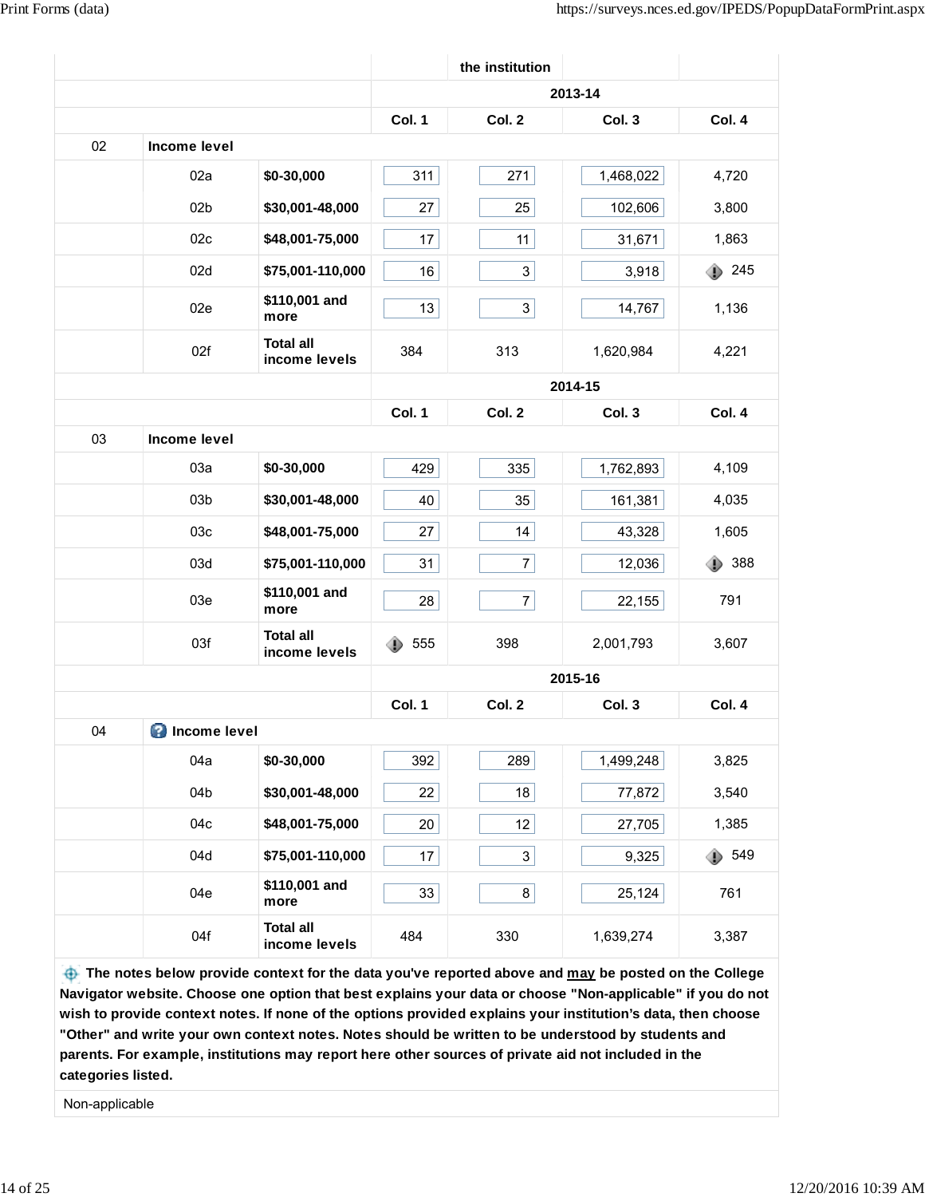| | | | | the institution | | |
|---|---|---|---|---|---|---|
| | | | 2013-14 | | | |
| | | | Col. 1 | Col. 2 | Col. 3 | Col. 4 |
| 02 | **Income level** | | | | | |
| | 02a | **$0-30,000** | 311 | 271 | 1,468,022 | 4,720 |
| | 02b | **$30,001-48,000** | 27 | 25 | 102,606 | 3,800 |
| | 02c | **$48,001-75,000** | 17 | 11 | 31,671 | 1,863 |
| | 02d | **$75,001-110,000** | 16 | 3 | 3,918 | 245 |
| | 02e | **$110,001 and more** | 13 | 3 | 14,767 | 1,136 |
| | 02f | **Total all income levels** | 384 | 313 | 1,620,984 | 4,221 |
| | | | 2014-15 | | | |
| | | | Col. 1 | Col. 2 | Col. 3 | Col. 4 |
| 03 | **Income level** | | | | | |
| | 03a | **$0-30,000** | 429 | 335 | 1,762,893 | 4,109 |
| | 03b | **$30,001-48,000** | 40 | 35 | 161,381 | 4,035 |
| | 03c | **$48,001-75,000** | 27 | 14 | 43,328 | 1,605 |
| | 03d | **$75,001-110,000** | 31 | 7 | 12,036 | 388 |
| | 03e | **$110,001 and more** | 28 | 7 | 22,155 | 791 |
| | 03f | **Total all income levels** | 555 | 398 | 2,001,793 | 3,607 |
| | | | 2015-16 | | | |
| | | | Col. 1 | Col. 2 | Col. 3 | Col. 4 |
| 04 | **Income level** | | | | | |
| | 04a | **$0-30,000** | 392 | 289 | 1,499,248 | 3,825 |
| | 04b | **$30,001-48,000** | 22 | 18 | 77,872 | 3,540 |
| | 04c | **$48,001-75,000** | 20 | 12 | 27,705 | 1,385 |
| | 04d | **$75,001-110,000** | 17 | 3 | 9,325 | 549 |
| | 04e | **$110,001 and more** | 33 | 8 | 25,124 | 761 |
| | 04f | **Total all income levels** | 484 | 330 | 1,639,274 | 3,387 |

**The notes below provide context for the data you've reported above and may be posted on the College Navigator website. Choose one option that best explains your data or choose "Non-applicable" if you do not wish to provide context notes. If none of the options provided explains your institution's data, then choose "Other" and write your own context notes. Notes should be written to be understood by students and parents. For example, institutions may report here other sources of private aid not included in the categories listed.**

Non-applicable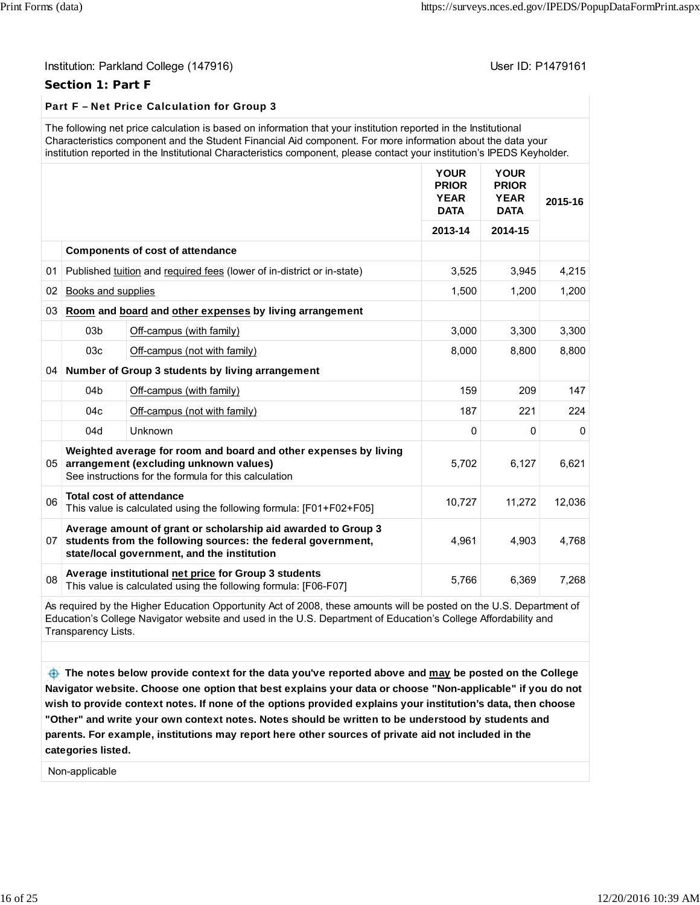Institution: Parkland College (147916)

User ID: P1479161

## Section 1: Part F

### Part F – Net Price Calculation for Group 3

The following net price calculation is based on information that your institution reported in the Institutional Characteristics component and the Student Financial Aid component. For more information about the data your institution reported in the Institutional Characteristics component, please contact your institution's IPEDS Keyholder.

| | | | YOUR PRIOR YEAR DATA 2013-14 | YOUR PRIOR YEAR DATA 2014-15 | 2015-16 |
|---|---|---|---|---|---|
| | **Components of cost of attendance** | | | | |
| 01 | Published tuition and required fees (lower of in-district or in-state) | | 3,525 | 3,945 | 4,215 |
| 02 | Books and supplies | | 1,500 | 1,200 | 1,200 |
| 03 | **Room and board and other expenses by living arrangement** | | | | |
| | 03b | Off-campus (with family) | 3,000 | 3,300 | 3,300 |
| | 03c | Off-campus (not with family) | 8,000 | 8,800 | 8,800 |
| 04 | **Number of Group 3 students by living arrangement** | | | | |
| | 04b | Off-campus (with family) | 159 | 209 | 147 |
| | 04c | Off-campus (not with family) | 187 | 221 | 224 |
| | 04d | Unknown | 0 | 0 | 0 |
| 05 | **Weighted average for room and board and other expenses by living arrangement (excluding unknown values)** See instructions for the formula for this calculation | | 5,702 | 6,127 | 6,621 |
| 06 | **Total cost of attendance** This value is calculated using the following formula: [F01+F02+F05] | | 10,727 | 11,272 | 12,036 |
| 07 | **Average amount of grant or scholarship aid awarded to Group 3 students from the following sources: the federal government, state/local government, and the institution** | | 4,961 | 4,903 | 4,768 |
| 08 | **Average institutional net price for Group 3 students** This value is calculated using the following formula: [F06-F07] | | 5,766 | 6,369 | 7,268 |

As required by the Higher Education Opportunity Act of 2008, these amounts will be posted on the U.S. Department of Education's College Navigator website and used in the U.S. Department of Education's College Affordability and Transparency Lists.

**The notes below provide context for the data you've reported above and may be posted on the College Navigator website. Choose one option that best explains your data or choose "Non-applicable" if you do not wish to provide context notes. If none of the options provided explains your institution's data, then choose "Other" and write your own context notes. Notes should be written to be understood by students and parents. For example, institutions may report here other sources of private aid not included in the categories listed.**

Non-applicable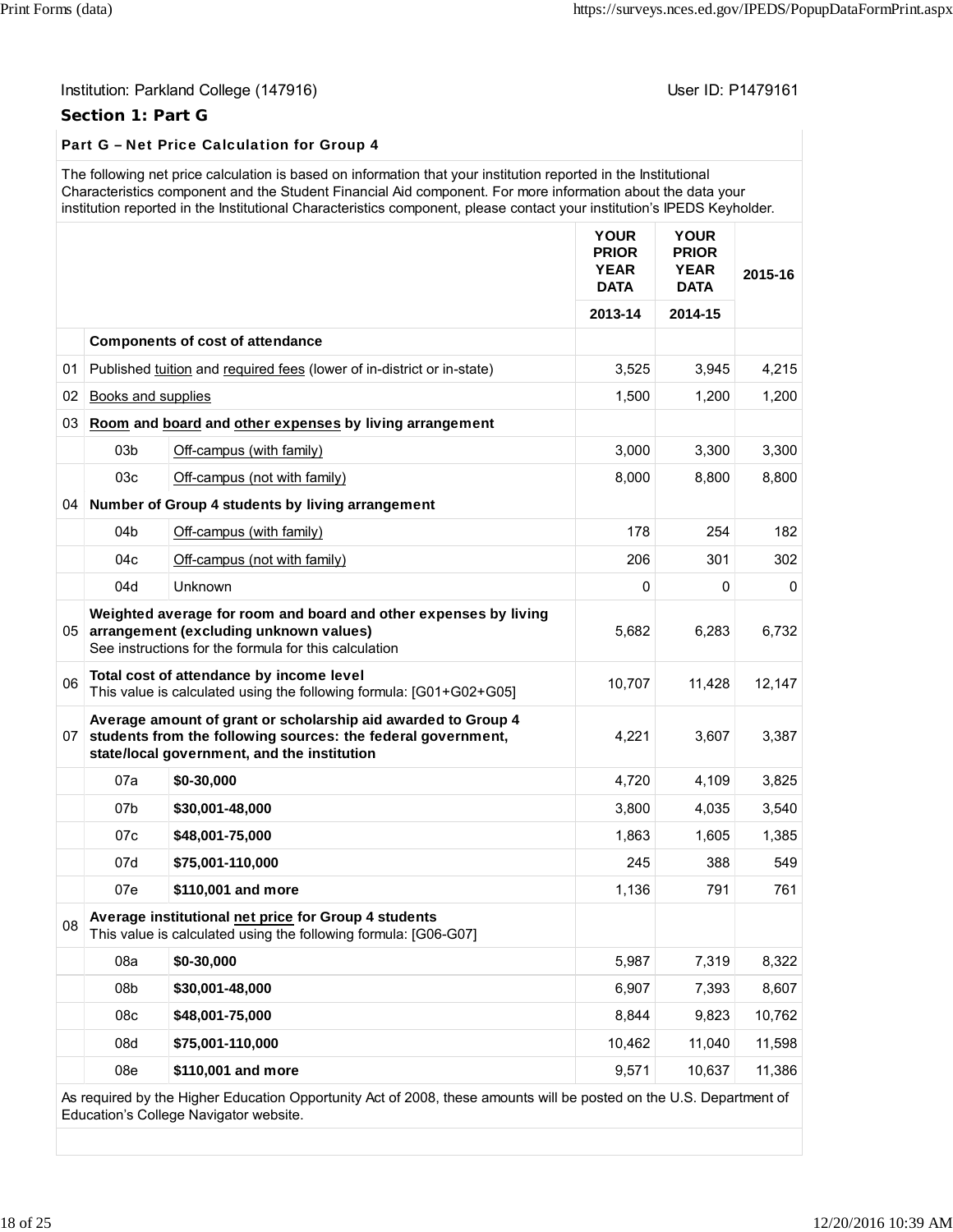Institution: Parkland College (147916) User ID: P1479161

## Section 1: Part G

### Part G – Net Price Calculation for Group 4

The following net price calculation is based on information that your institution reported in the Institutional Characteristics component and the Student Financial Aid component. For more information about the data your institution reported in the Institutional Characteristics component, please contact your institution's IPEDS Keyholder.

| | | | YOUR PRIOR YEAR DATA | YOUR PRIOR YEAR DATA | 2015-16 |
|---|---|---|---|---|---|
| | | | 2013-14 | 2014-15 | |
| | **Components of cost of attendance** | | | | |
| 01 | Published tuition and required fees (lower of in-district or in-state) | | 3,525 | 3,945 | 4,215 |
| 02 | Books and supplies | | 1,500 | 1,200 | 1,200 |
| 03 | **Room and board and other expenses by living arrangement** | | | | |
| | 03b | Off-campus (with family) | 3,000 | 3,300 | 3,300 |
| | 03c | Off-campus (not with family) | 8,000 | 8,800 | 8,800 |
| 04 | **Number of Group 4 students by living arrangement** | | | | |
| | 04b | Off-campus (with family) | 178 | 254 | 182 |
| | 04c | Off-campus (not with family) | 206 | 301 | 302 |
| | 04d | Unknown | 0 | 0 | 0 |
| 05 | **Weighted average for room and board and other expenses by living arrangement (excluding unknown values)** See instructions for the formula for this calculation | | 5,682 | 6,283 | 6,732 |
| 06 | **Total cost of attendance by income level** This value is calculated using the following formula: [G01+G02+G05] | | 10,707 | 11,428 | 12,147 |
| 07 | **Average amount of grant or scholarship aid awarded to Group 4 students from the following sources: the federal government, state/local government, and the institution** | | 4,221 | 3,607 | 3,387 |
| | 07a | **$0-30,000** | 4,720 | 4,109 | 3,825 |
| | 07b | **$30,001-48,000** | 3,800 | 4,035 | 3,540 |
| | 07c | **$48,001-75,000** | 1,863 | 1,605 | 1,385 |
| | 07d | **$75,001-110,000** | 245 | 388 | 549 |
| | 07e | **$110,001 and more** | 1,136 | 791 | 761 |
| 08 | **Average institutional net price for Group 4 students** This value is calculated using the following formula: [G06-G07] | | | | |
| | 08a | **$0-30,000** | 5,987 | 7,319 | 8,322 |
| | 08b | **$30,001-48,000** | 6,907 | 7,393 | 8,607 |
| | 08c | **$48,001-75,000** | 8,844 | 9,823 | 10,762 |
| | 08d | **$75,001-110,000** | 10,462 | 11,040 | 11,598 |
| | 08e | **$110,001 and more** | 9,571 | 10,637 | 11,386 |

As required by the Higher Education Opportunity Act of 2008, these amounts will be posted on the U.S. Department of Education's College Navigator website.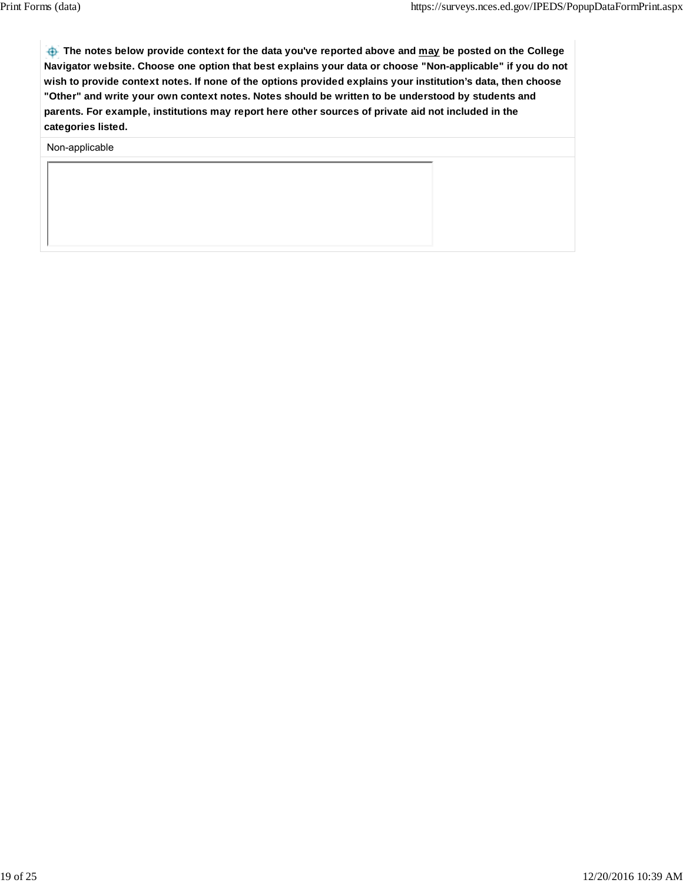**The notes below provide context for the data you've reported above and may be posted on the College Navigator website. Choose one option that best explains your data or choose "Non-applicable" if you do not wish to provide context notes. If none of the options provided explains your institution's data, then choose "Other" and write your own context notes. Notes should be written to be understood by students and parents. For example, institutions may report here other sources of private aid not included in the categories listed.**

Non-applicable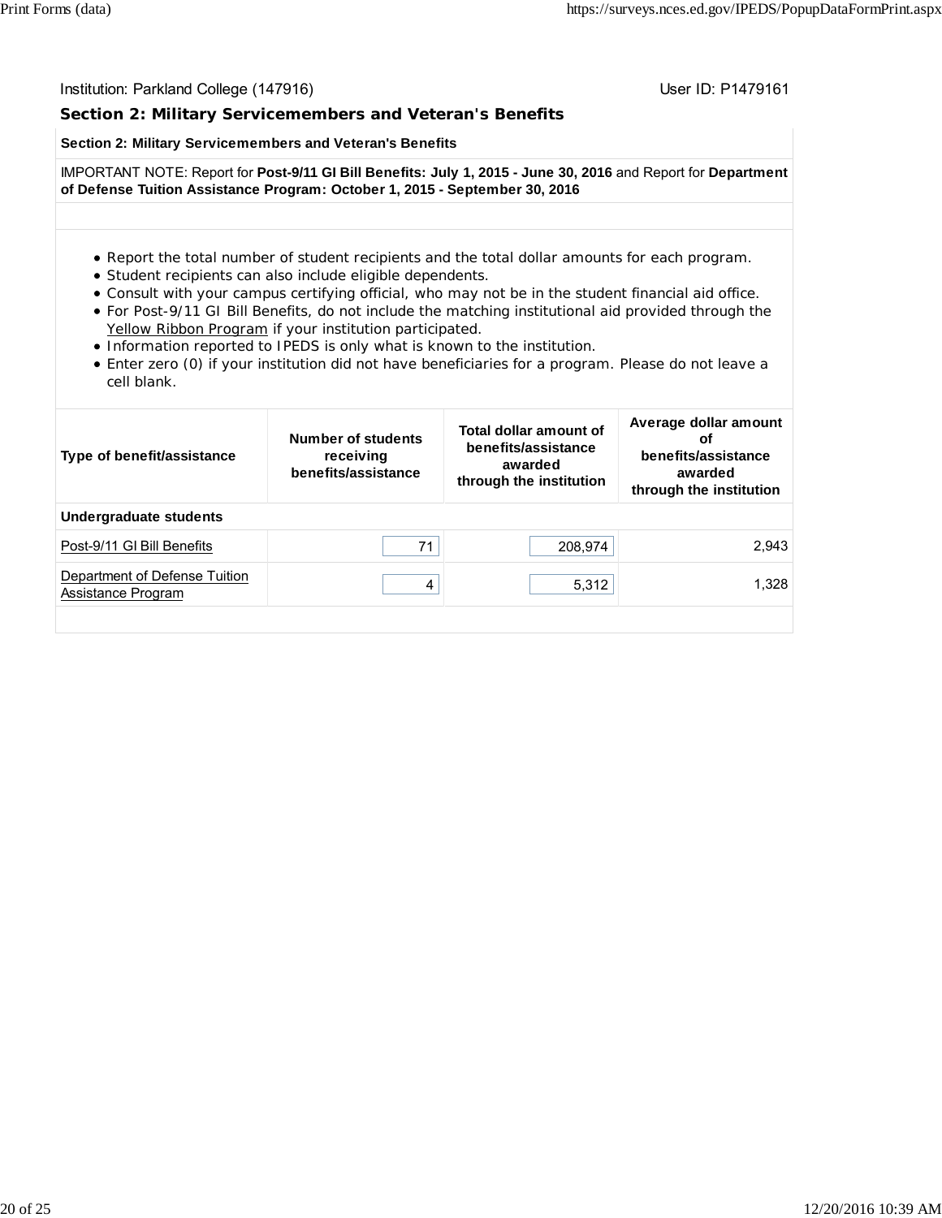Institution: Parkland College (147916) User ID: P1479161

## Section 2: Military Servicemembers and Veteran's Benefits

**Section 2: Military Servicemembers and Veteran's Benefits**

IMPORTANT NOTE: Report for **Post-9/11 GI Bill Benefits: July 1, 2015 - June 30, 2016** and Report for **Department of Defense Tuition Assistance Program: October 1, 2015 - September 30, 2016**

- Report the total number of student recipients and the total dollar amounts for each program.
- Student recipients can also include eligible dependents.
- Consult with your campus certifying official, who may not be in the student financial aid office.
- For Post-9/11 GI Bill Benefits, do not include the matching institutional aid provided through the Yellow Ribbon Program if your institution participated.
- Information reported to IPEDS is only what is known to the institution.
- Enter zero (0) if your institution did not have beneficiaries for a program. Please do not leave a cell blank.

| Type of benefit/assistance | Number of students receiving benefits/assistance | Total dollar amount of benefits/assistance awarded through the institution | Average dollar amount of benefits/assistance awarded through the institution |
|---|---|---|---|
| **Undergraduate students** | | | |
| Post-9/11 GI Bill Benefits | 71 | 208,974 | 2,943 |
| Department of Defense Tuition Assistance Program | 4 | 5,312 | 1,328 |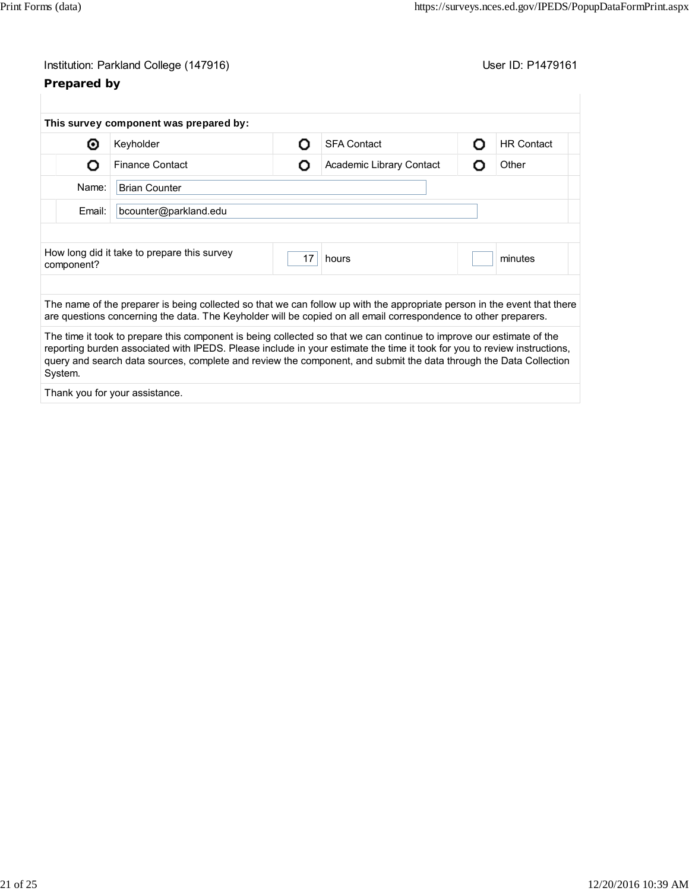Institution: Parkland College (147916) User ID: P1479161

## Prepared by

**This survey component was prepared by:**

| | | | | | |
|---|---|---|---|---|---|
| ◉ | Keyholder | ○ | SFA Contact | ○ | HR Contact |
| ○ | Finance Contact | ○ | Academic Library Contact | ○ | Other |

Name: Brian Counter

Email: bcounter@parkland.edu

How long did it take to prepare this survey component? 17 hours ___ minutes

The name of the preparer is being collected so that we can follow up with the appropriate person in the event that there are questions concerning the data. The Keyholder will be copied on all email correspondence to other preparers.

The time it took to prepare this component is being collected so that we can continue to improve our estimate of the reporting burden associated with IPEDS. Please include in your estimate the time it took for you to review instructions, query and search data sources, complete and review the component, and submit the data through the Data Collection System.

Thank you for your assistance.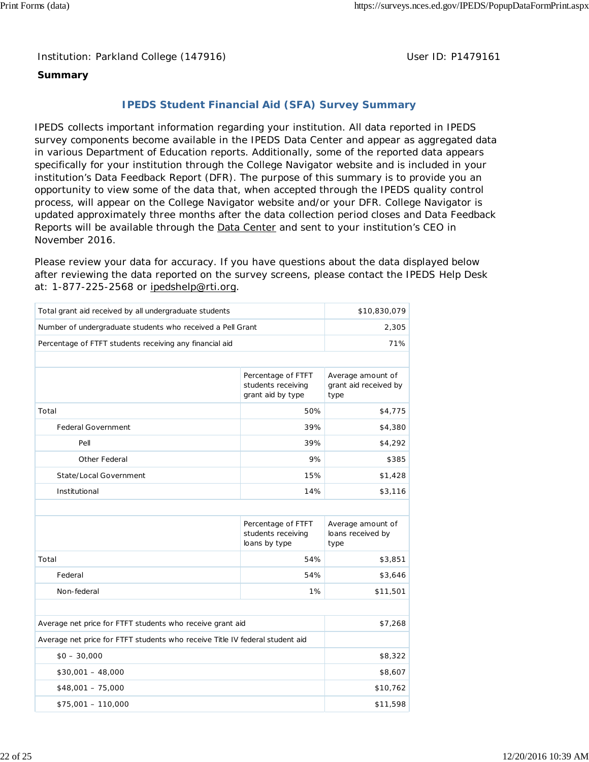Institution: Parkland College (147916) User ID: P1479161

**Summary**

## IPEDS Student Financial Aid (SFA) Survey Summary

IPEDS collects important information regarding your institution. All data reported in IPEDS survey components become available in the IPEDS Data Center and appear as aggregated data in various Department of Education reports. Additionally, some of the reported data appears specifically for your institution through the College Navigator website and is included in your institution's Data Feedback Report (DFR). The purpose of this summary is to provide you an opportunity to view some of the data that, when accepted through the IPEDS quality control process, will appear on the College Navigator website and/or your DFR. College Navigator is updated approximately three months after the data collection period closes and Data Feedback Reports will be available through the Data Center and sent to your institution's CEO in November 2016.

Please review your data for accuracy. If you have questions about the data displayed below after reviewing the data reported on the survey screens, please contact the IPEDS Help Desk at: 1-877-225-2568 or ipedshelp@rti.org.

| | |
|---|---|
| Total grant aid received by all undergraduate students | $10,830,079 |
| Number of undergraduate students who received a Pell Grant | 2,305 |
| Percentage of FTFT students receiving any financial aid | 71% |

| | Percentage of FTFT students receiving grant aid by type | Average amount of grant aid received by type |
|---|---|---|
| Total | 50% | $4,775 |
| Federal Government | 39% | $4,380 |
| Pell | 39% | $4,292 |
| Other Federal | 9% | $385 |
| State/Local Government | 15% | $1,428 |
| Institutional | 14% | $3,116 |

| | Percentage of FTFT students receiving loans by type | Average amount of loans received by type |
|---|---|---|
| Total | 54% | $3,851 |
| Federal | 54% | $3,646 |
| Non-federal | 1% | $11,501 |

| | |
|---|---|
| Average net price for FTFT students who receive grant aid | $7,268 |
| Average net price for FTFT students who receive Title IV federal student aid | |
| $0 – 30,000 | $8,322 |
| $30,001 – 48,000 | $8,607 |
| $48,001 – 75,000 | $10,762 |
| $75,001 – 110,000 | $11,598 |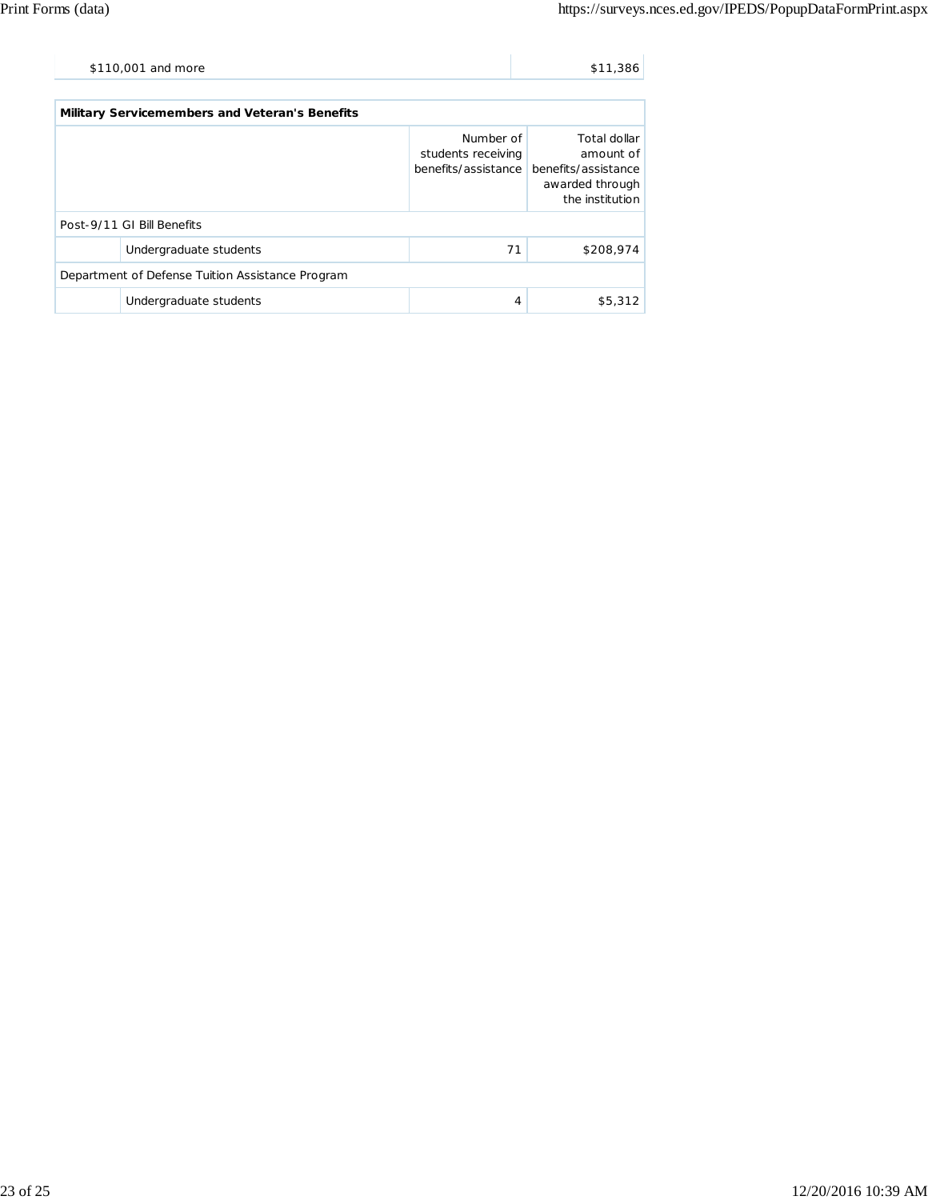| | |
|---|---|
| $110,001 and more | $11,386 |

| Military Servicemembers and Veteran's Benefits | | Number of students receiving benefits/assistance | Total dollar amount of benefits/assistance awarded through the institution |
|---|---|---|---|
| Post-9/11 GI Bill Benefits | | | |
| | Undergraduate students | 71 | $208,974 |
| Department of Defense Tuition Assistance Program | | | |
| | Undergraduate students | 4 | $5,312 |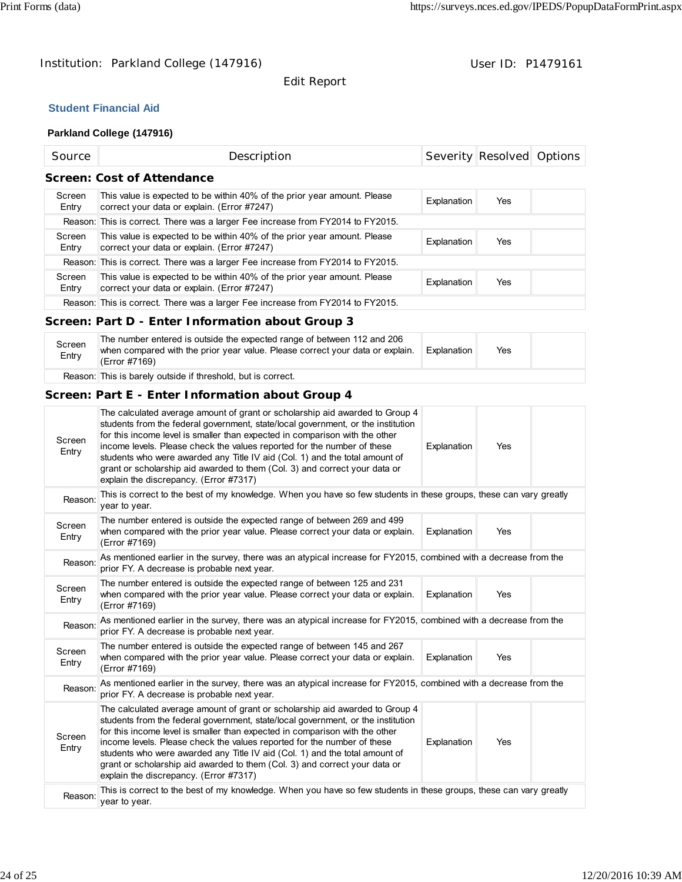Institution: Parkland College (147916)    User ID: P1479161

Edit Report

## Student Financial Aid

**Parkland College (147916)**

| Source | Description | Severity | Resolved | Options |
|---|---|---|---|---|

### Screen: Cost of Attendance

| Source | Description | Severity | Resolved | Options |
|---|---|---|---|---|
| Screen Entry | This value is expected to be within 40% of the prior year amount. Please correct your data or explain. (Error #7247) | Explanation | Yes | |
| Reason: | This is correct. There was a larger Fee increase from FY2014 to FY2015. | | | |
| Screen Entry | This value is expected to be within 40% of the prior year amount. Please correct your data or explain. (Error #7247) | Explanation | Yes | |
| Reason: | This is correct. There was a larger Fee increase from FY2014 to FY2015. | | | |
| Screen Entry | This value is expected to be within 40% of the prior year amount. Please correct your data or explain. (Error #7247) | Explanation | Yes | |
| Reason: | This is correct. There was a larger Fee increase from FY2014 to FY2015. | | | |

### Screen: Part D - Enter Information about Group 3

| Source | Description | Severity | Resolved | Options |
|---|---|---|---|---|
| Screen Entry | The number entered is outside the expected range of between 112 and 206 when compared with the prior year value. Please correct your data or explain. (Error #7169) | Explanation | Yes | |
| Reason: | This is barely outside if threshold, but is correct. | | | |

### Screen: Part E - Enter Information about Group 4

| Source | Description | Severity | Resolved | Options |
|---|---|---|---|---|
| Screen Entry | The calculated average amount of grant or scholarship aid awarded to Group 4 students from the federal government, state/local government, or the institution for this income level is smaller than expected in comparison with the other income levels. Please check the values reported for the number of these students who were awarded any Title IV aid (Col. 1) and the total amount of grant or scholarship aid awarded to them (Col. 3) and correct your data or explain the discrepancy. (Error #7317) | Explanation | Yes | |
| Reason: | This is correct to the best of my knowledge. When you have so few students in these groups, these can vary greatly year to year. | | | |
| Screen Entry | The number entered is outside the expected range of between 269 and 499 when compared with the prior year value. Please correct your data or explain. (Error #7169) | Explanation | Yes | |
| Reason: | As mentioned earlier in the survey, there was an atypical increase for FY2015, combined with a decrease from the prior FY. A decrease is probable next year. | | | |
| Screen Entry | The number entered is outside the expected range of between 125 and 231 when compared with the prior year value. Please correct your data or explain. (Error #7169) | Explanation | Yes | |
| Reason: | As mentioned earlier in the survey, there was an atypical increase for FY2015, combined with a decrease from the prior FY. A decrease is probable next year. | | | |
| Screen Entry | The number entered is outside the expected range of between 145 and 267 when compared with the prior year value. Please correct your data or explain. (Error #7169) | Explanation | Yes | |
| Reason: | As mentioned earlier in the survey, there was an atypical increase for FY2015, combined with a decrease from the prior FY. A decrease is probable next year. | | | |
| Screen Entry | The calculated average amount of grant or scholarship aid awarded to Group 4 students from the federal government, state/local government, or the institution for this income level is smaller than expected in comparison with the other income levels. Please check the values reported for the number of these students who were awarded any Title IV aid (Col. 1) and the total amount of grant or scholarship aid awarded to them (Col. 3) and correct your data or explain the discrepancy. (Error #7317) | Explanation | Yes | |
| Reason: | This is correct to the best of my knowledge. When you have so few students in these groups, these can vary greatly year to year. | | | |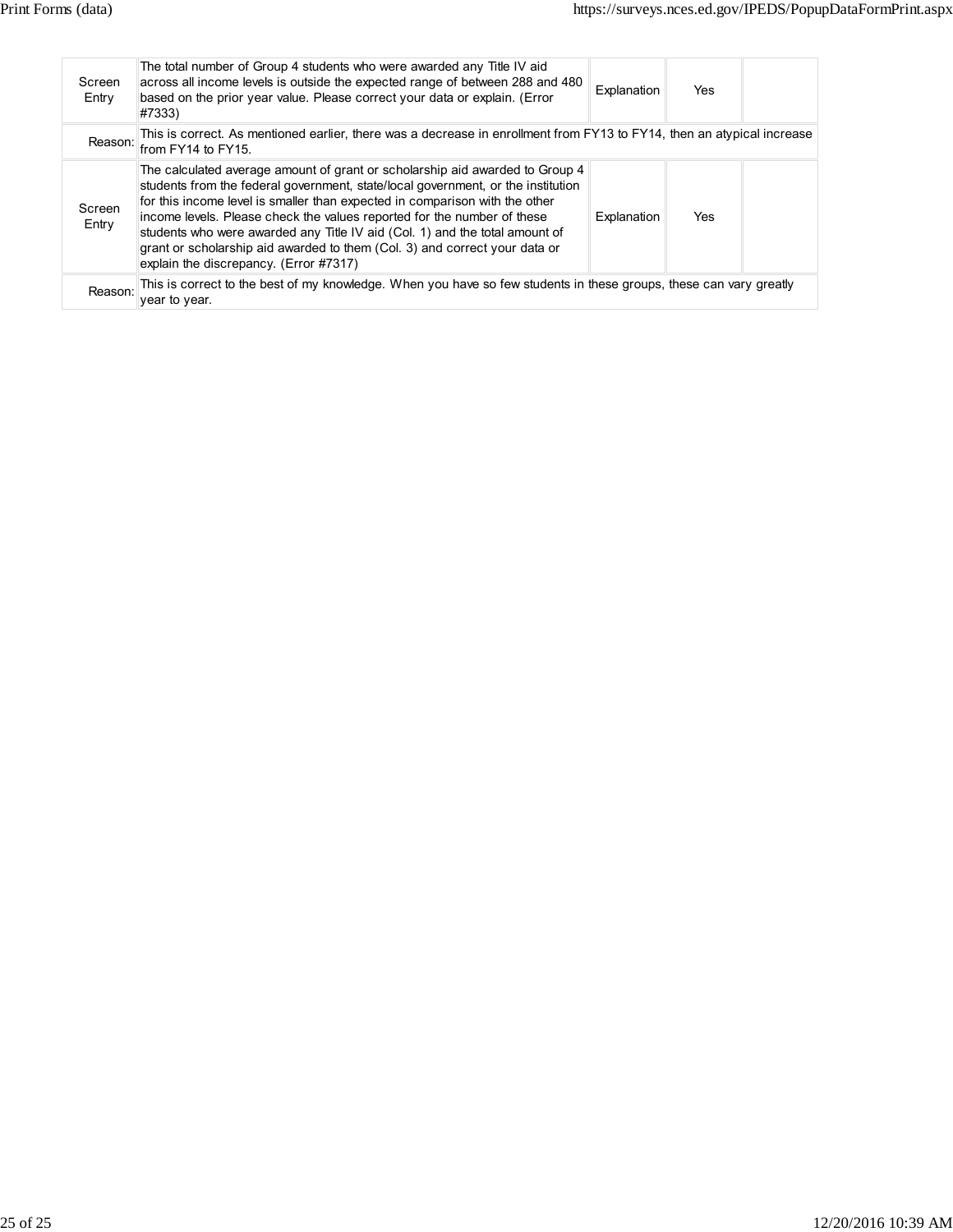| | | | | |
|---|---|---|---|---|
| Screen Entry | The total number of Group 4 students who were awarded any Title IV aid across all income levels is outside the expected range of between 288 and 480 based on the prior year value. Please correct your data or explain. (Error #7333) | Explanation | Yes | |
| Reason: | This is correct. As mentioned earlier, there was a decrease in enrollment from FY13 to FY14, then an atypical increase from FY14 to FY15. | | | |
| Screen Entry | The calculated average amount of grant or scholarship aid awarded to Group 4 students from the federal government, state/local government, or the institution for this income level is smaller than expected in comparison with the other income levels. Please check the values reported for the number of these students who were awarded any Title IV aid (Col. 1) and the total amount of grant or scholarship aid awarded to them (Col. 3) and correct your data or explain the discrepancy. (Error #7317) | Explanation | Yes | |
| Reason: | This is correct to the best of my knowledge. When you have so few students in these groups, these can vary greatly year to year. | | | |